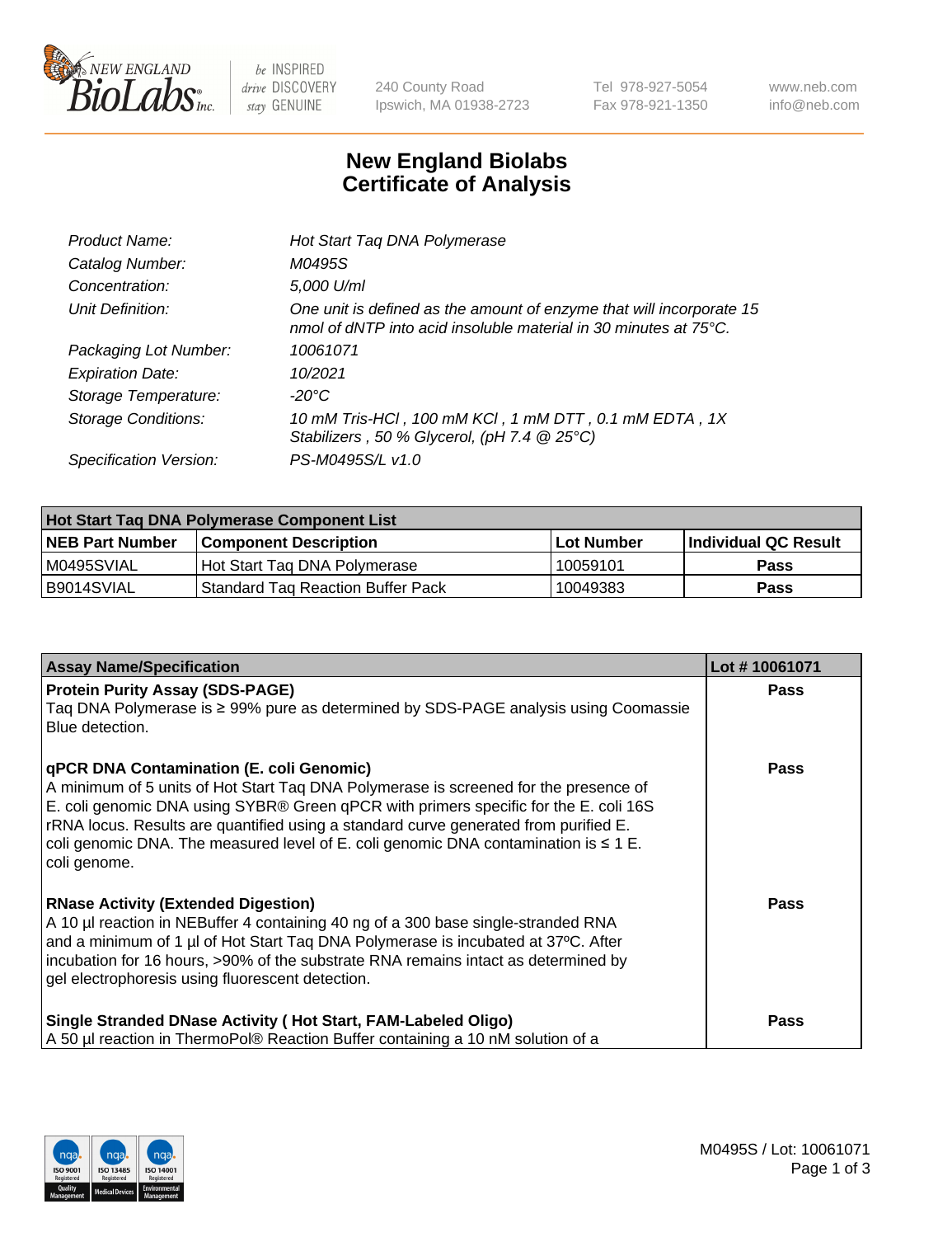New England BioLabs Inc. — be INSPIRED drive DISCOVERY stay GENUINE

240 County Road
Ipswich, MA 01938-2723

Tel 978-927-5054
Fax 978-921-1350

www.neb.com
info@neb.com

# New England Biolabs Certificate of Analysis

| | |
|---|---|
| *Product Name:* | *Hot Start Taq DNA Polymerase* |
| *Catalog Number:* | *M0495S* |
| *Concentration:* | *5,000 U/ml* |
| *Unit Definition:* | *One unit is defined as the amount of enzyme that will incorporate 15 nmol of dNTP into acid insoluble material in 30 minutes at 75°C.* |
| *Packaging Lot Number:* | *10061071* |
| *Expiration Date:* | *10/2021* |
| *Storage Temperature:* | *-20°C* |
| *Storage Conditions:* | *10 mM Tris-HCl , 100 mM KCl , 1 mM DTT , 0.1 mM EDTA , 1X Stabilizers , 50 % Glycerol, (pH 7.4 @ 25°C)* |
| *Specification Version:* | *PS-M0495S/L v1.0* |

| Hot Start Taq DNA Polymerase Component List | | | |
|---|---|---|---|
| **NEB Part Number** | **Component Description** | **Lot Number** | **Individual QC Result** |
| M0495SVIAL | Hot Start Taq DNA Polymerase | 10059101 | **Pass** |
| B9014SVIAL | Standard Taq Reaction Buffer Pack | 10049383 | **Pass** |

| Assay Name/Specification | Lot # 10061071 |
|---|---|
| **Protein Purity Assay (SDS-PAGE)**<br>Taq DNA Polymerase is ≥ 99% pure as determined by SDS-PAGE analysis using Coomassie Blue detection. | **Pass** |
| **qPCR DNA Contamination (E. coli Genomic)**<br>A minimum of 5 units of Hot Start Taq DNA Polymerase is screened for the presence of E. coli genomic DNA using SYBR® Green qPCR with primers specific for the E. coli 16S rRNA locus. Results are quantified using a standard curve generated from purified E. coli genomic DNA. The measured level of E. coli genomic DNA contamination is ≤ 1 E. coli genome. | **Pass** |
| **RNase Activity (Extended Digestion)**<br>A 10 µl reaction in NEBuffer 4 containing 40 ng of a 300 base single-stranded RNA and a minimum of 1 µl of Hot Start Taq DNA Polymerase is incubated at 37ºC. After incubation for 16 hours, >90% of the substrate RNA remains intact as determined by gel electrophoresis using fluorescent detection. | **Pass** |
| **Single Stranded DNase Activity ( Hot Start, FAM-Labeled Oligo)**<br>A 50 µl reaction in ThermoPol® Reaction Buffer containing a 10 nM solution of a | **Pass** |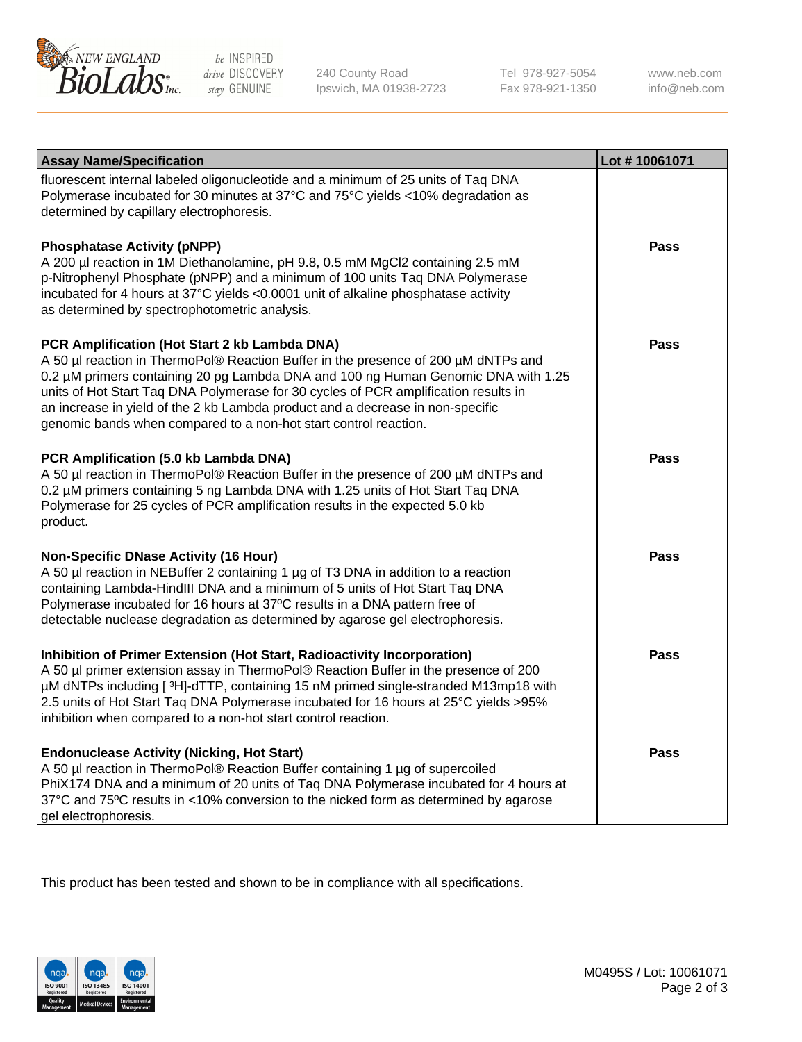| Assay Name/Specification | Lot # 10061071 |
| --- | --- |
| fluorescent internal labeled oligonucleotide and a minimum of 25 units of Taq DNA Polymerase incubated for 30 minutes at 37°C and 75°C yields <10% degradation as determined by capillary electrophoresis. | |
| **Phosphatase Activity (pNPP)**<br>A 200 µl reaction in 1M Diethanolamine, pH 9.8, 0.5 mM $MgCl_2$ containing 2.5 mM p-Nitrophenyl Phosphate (pNPP) and a minimum of 100 units Taq DNA Polymerase incubated for 4 hours at 37°C yields <0.0001 unit of alkaline phosphatase activity as determined by spectrophotometric analysis. | **Pass** |
| **PCR Amplification (Hot Start 2 kb Lambda DNA)**<br>A 50 µl reaction in ThermoPol® Reaction Buffer in the presence of 200 µM dNTPs and 0.2 µM primers containing 20 pg Lambda DNA and 100 ng Human Genomic DNA with 1.25 units of Hot Start Taq DNA Polymerase for 30 cycles of PCR amplification results in an increase in yield of the 2 kb Lambda product and a decrease in non-specific genomic bands when compared to a non-hot start control reaction. | **Pass** |
| **PCR Amplification (5.0 kb Lambda DNA)**<br>A 50 µl reaction in ThermoPol® Reaction Buffer in the presence of 200 µM dNTPs and 0.2 µM primers containing 5 ng Lambda DNA with 1.25 units of Hot Start Taq DNA Polymerase for 25 cycles of PCR amplification results in the expected 5.0 kb product. | **Pass** |
| **Non-Specific DNase Activity (16 Hour)**<br>A 50 µl reaction in NEBuffer 2 containing 1 µg of T3 DNA in addition to a reaction containing Lambda-HindIII DNA and a minimum of 5 units of Hot Start Taq DNA Polymerase incubated for 16 hours at 37ºC results in a DNA pattern free of detectable nuclease degradation as determined by agarose gel electrophoresis. | **Pass** |
| **Inhibition of Primer Extension (Hot Start, Radioactivity Incorporation)**<br>A 50 µl primer extension assay in ThermoPol® Reaction Buffer in the presence of 200 µM dNTPs including [ $^3$H]-dTTP, containing 15 nM primed single-stranded M13mp18 with 2.5 units of Hot Start Taq DNA Polymerase incubated for 16 hours at 25°C yields >95% inhibition when compared to a non-hot start control reaction. | **Pass** |
| **Endonuclease Activity (Nicking, Hot Start)**<br>A 50 µl reaction in ThermoPol® Reaction Buffer containing 1 µg of supercoiled PhiX174 DNA and a minimum of 20 units of Taq DNA Polymerase incubated for 4 hours at 37°C and 75ºC results in <10% conversion to the nicked form as determined by agarose gel electrophoresis. | **Pass** |

This product has been tested and shown to be in compliance with all specifications.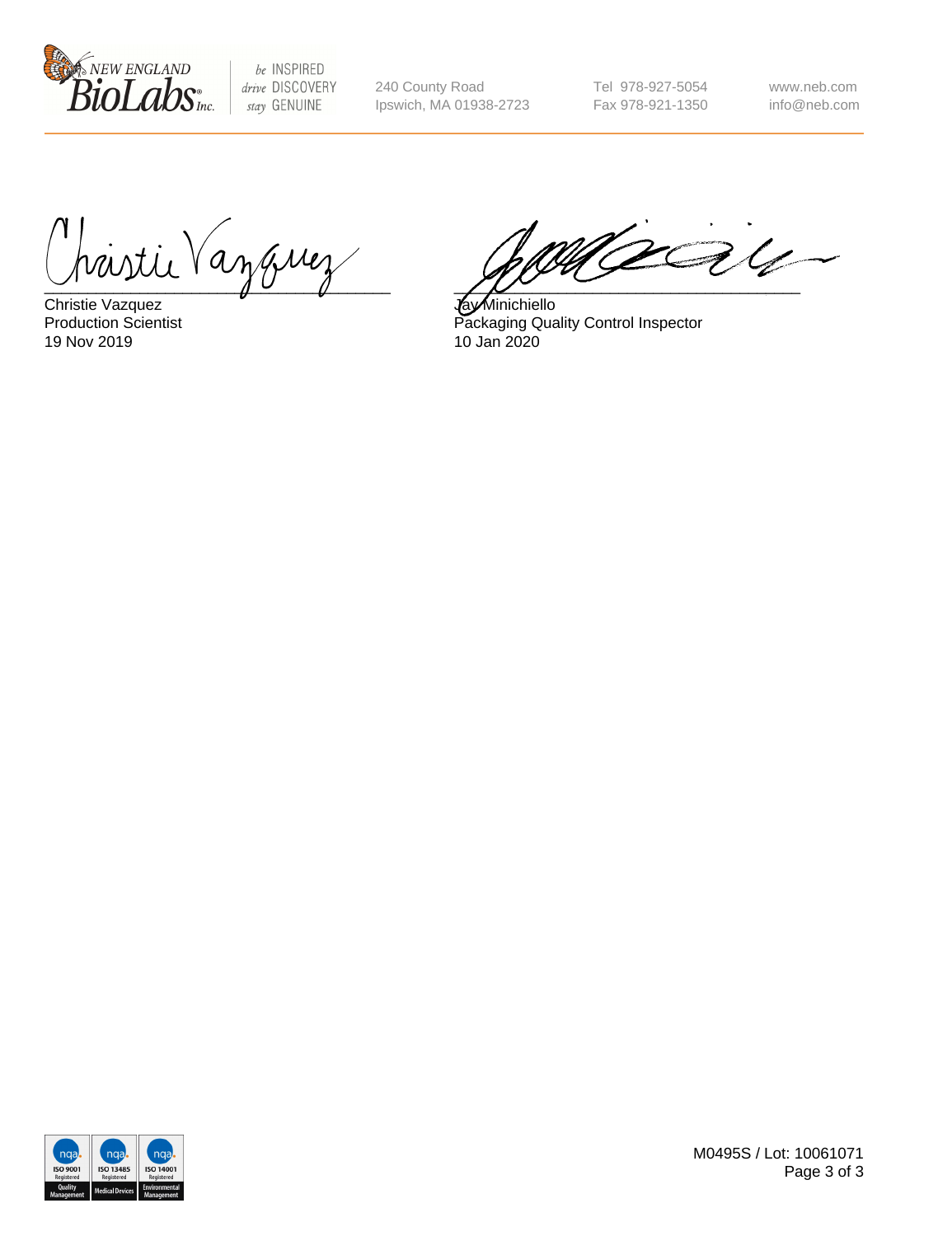Christie Vazquez
Production Scientist
19 Nov 2019

Jay Minichiello
Packaging Quality Control Inspector
10 Jan 2020

M0495S / Lot: 10061071